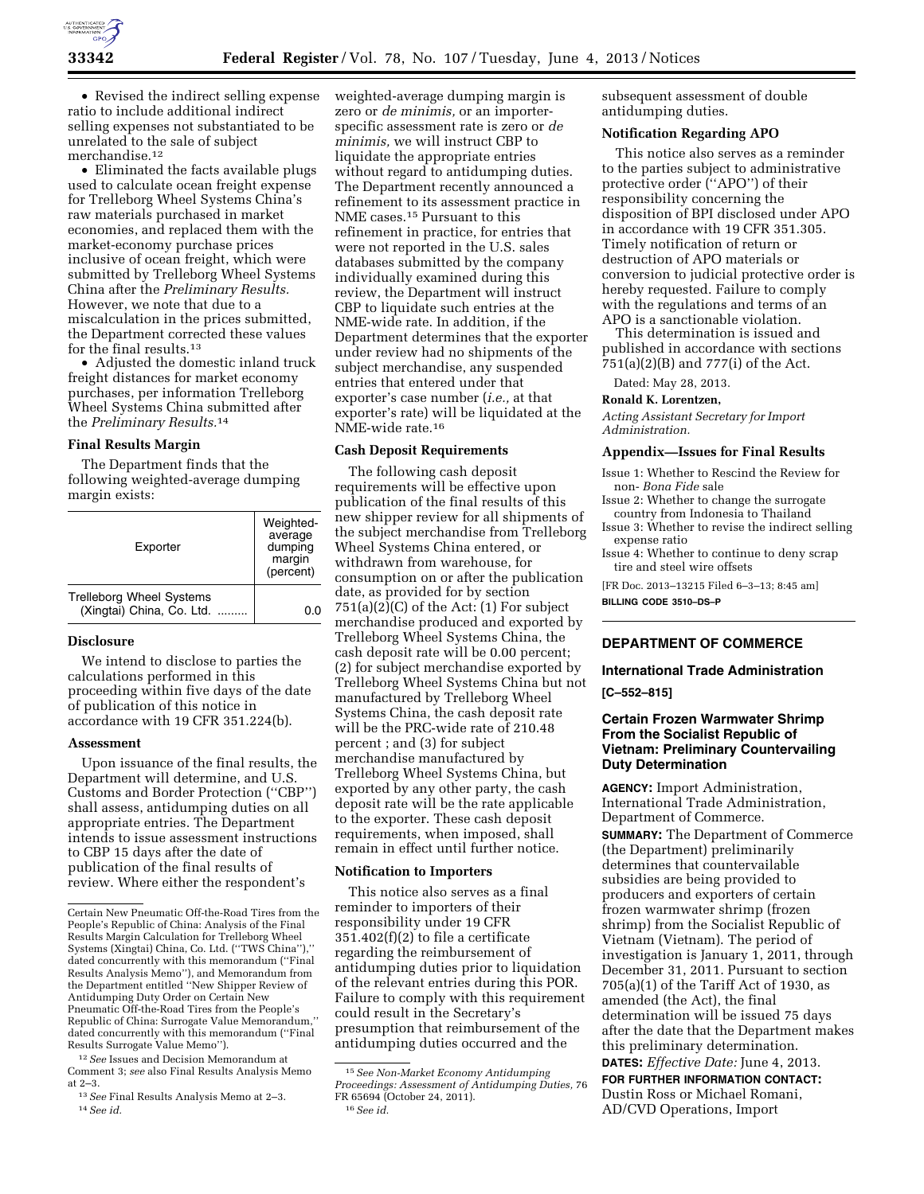- Revised the indirect selling expense ratio to include additional indirect selling expenses not substantiated to be unrelated to the sale of subject merchandise.[12]
- Eliminated the facts available plugs used to calculate ocean freight expense for Trelleborg Wheel Systems China's raw materials purchased in market economies, and replaced them with the market-economy purchase prices inclusive of ocean freight, which were submitted by Trelleborg Wheel Systems China after the *Preliminary Results.* However, we note that due to a miscalculation in the prices submitted, the Department corrected these values for the final results.[13]
- Adjusted the domestic inland truck freight distances for market economy purchases, per information Trelleborg Wheel Systems China submitted after the *Preliminary Results.*[14]

### Final Results Margin

The Department finds that the following weighted-average dumping margin exists:

| Exporter | Weighted-average dumping margin (percent) |
|---|---|
| Trelleborg Wheel Systems (Xingtai) China, Co. Ltd. ......... | 0.0 |

### Disclosure

We intend to disclose to parties the calculations performed in this proceeding within five days of the date of publication of this notice in accordance with 19 CFR 351.224(b).

### Assessment

Upon issuance of the final results, the Department will determine, and U.S. Customs and Border Protection (''CBP'') shall assess, antidumping duties on all appropriate entries. The Department intends to issue assessment instructions to CBP 15 days after the date of publication of the final results of review. Where either the respondent's weighted-average dumping margin is zero or *de minimis,* or an importer-specific assessment rate is zero or *de minimis,* we will instruct CBP to liquidate the appropriate entries without regard to antidumping duties. The Department recently announced a refinement to its assessment practice in NME cases.[15] Pursuant to this refinement in practice, for entries that were not reported in the U.S. sales databases submitted by the company individually examined during this review, the Department will instruct CBP to liquidate such entries at the NME-wide rate. In addition, if the Department determines that the exporter under review had no shipments of the subject merchandise, any suspended entries that entered under that exporter's case number (*i.e.,* at that exporter's rate) will be liquidated at the NME-wide rate.[16]

### Cash Deposit Requirements

The following cash deposit requirements will be effective upon publication of the final results of this new shipper review for all shipments of the subject merchandise from Trelleborg Wheel Systems China entered, or withdrawn from warehouse, for consumption on or after the publication date, as provided for by section 751(a)(2)(C) of the Act: (1) For subject merchandise produced and exported by Trelleborg Wheel Systems China, the cash deposit rate will be 0.00 percent; (2) for subject merchandise exported by Trelleborg Wheel Systems China but not manufactured by Trelleborg Wheel Systems China, the cash deposit rate will be the PRC-wide rate of 210.48 percent ; and (3) for subject merchandise manufactured by Trelleborg Wheel Systems China, but exported by any other party, the cash deposit rate will be the rate applicable to the exporter. These cash deposit requirements, when imposed, shall remain in effect until further notice.

### Notification to Importers

This notice also serves as a final reminder to importers of their responsibility under 19 CFR 351.402(f)(2) to file a certificate regarding the reimbursement of antidumping duties prior to liquidation of the relevant entries during this POR. Failure to comply with this requirement could result in the Secretary's presumption that reimbursement of the antidumping duties occurred and the subsequent assessment of double antidumping duties.

### Notification Regarding APO

This notice also serves as a reminder to the parties subject to administrative protective order (''APO'') of their responsibility concerning the disposition of BPI disclosed under APO in accordance with 19 CFR 351.305. Timely notification of return or destruction of APO materials or conversion to judicial protective order is hereby requested. Failure to comply with the regulations and terms of an APO is a sanctionable violation.

This determination is issued and published in accordance with sections 751(a)(2)(B) and 777(i) of the Act.

Dated: May 28, 2013.

**Ronald K. Lorentzen,**

*Acting Assistant Secretary for Import Administration.*

### Appendix—Issues for Final Results

Issue 1: Whether to Rescind the Review for non- *Bona Fide* sale
Issue 2: Whether to change the surrogate country from Indonesia to Thailand
Issue 3: Whether to revise the indirect selling expense ratio
Issue 4: Whether to continue to deny scrap tire and steel wire offsets

[FR Doc. 2013–13215 Filed 6–3–13; 8:45 am]

**BILLING CODE 3510–DS–P**

---

Certain New Pneumatic Off-the-Road Tires from the People's Republic of China: Analysis of the Final Results Margin Calculation for Trelleborg Wheel Systems (Xingtai) China, Co. Ltd. (''TWS China''),'' dated concurrently with this memorandum (''Final Results Analysis Memo''), and Memorandum from the Department entitled ''New Shipper Review of Antidumping Duty Order on Certain New Pneumatic Off-the-Road Tires from the People's Republic of China: Surrogate Value Memorandum,'' dated concurrently with this memorandum (''Final Results Surrogate Value Memo'').

[12] *See* Issues and Decision Memorandum at Comment 3; *see* also Final Results Analysis Memo at 2–3.

[13] *See* Final Results Analysis Memo at 2–3.

[14] *See id.*

[15] *See Non-Market Economy Antidumping Proceedings: Assessment of Antidumping Duties,* 76 FR 65694 (October 24, 2011).

[16] *See id.*

---

## DEPARTMENT OF COMMERCE

### International Trade Administration

**[C–552–815]**

### Certain Frozen Warmwater Shrimp From the Socialist Republic of Vietnam: Preliminary Countervailing Duty Determination

**AGENCY:** Import Administration, International Trade Administration, Department of Commerce.

**SUMMARY:** The Department of Commerce (the Department) preliminarily determines that countervailable subsidies are being provided to producers and exporters of certain frozen warmwater shrimp (frozen shrimp) from the Socialist Republic of Vietnam (Vietnam). The period of investigation is January 1, 2011, through December 31, 2011. Pursuant to section 705(a)(1) of the Tariff Act of 1930, as amended (the Act), the final determination will be issued 75 days after the date that the Department makes this preliminary determination.

**DATES:** *Effective Date:* June 4, 2013.

**FOR FURTHER INFORMATION CONTACT:** Dustin Ross or Michael Romani, AD/CVD Operations, Import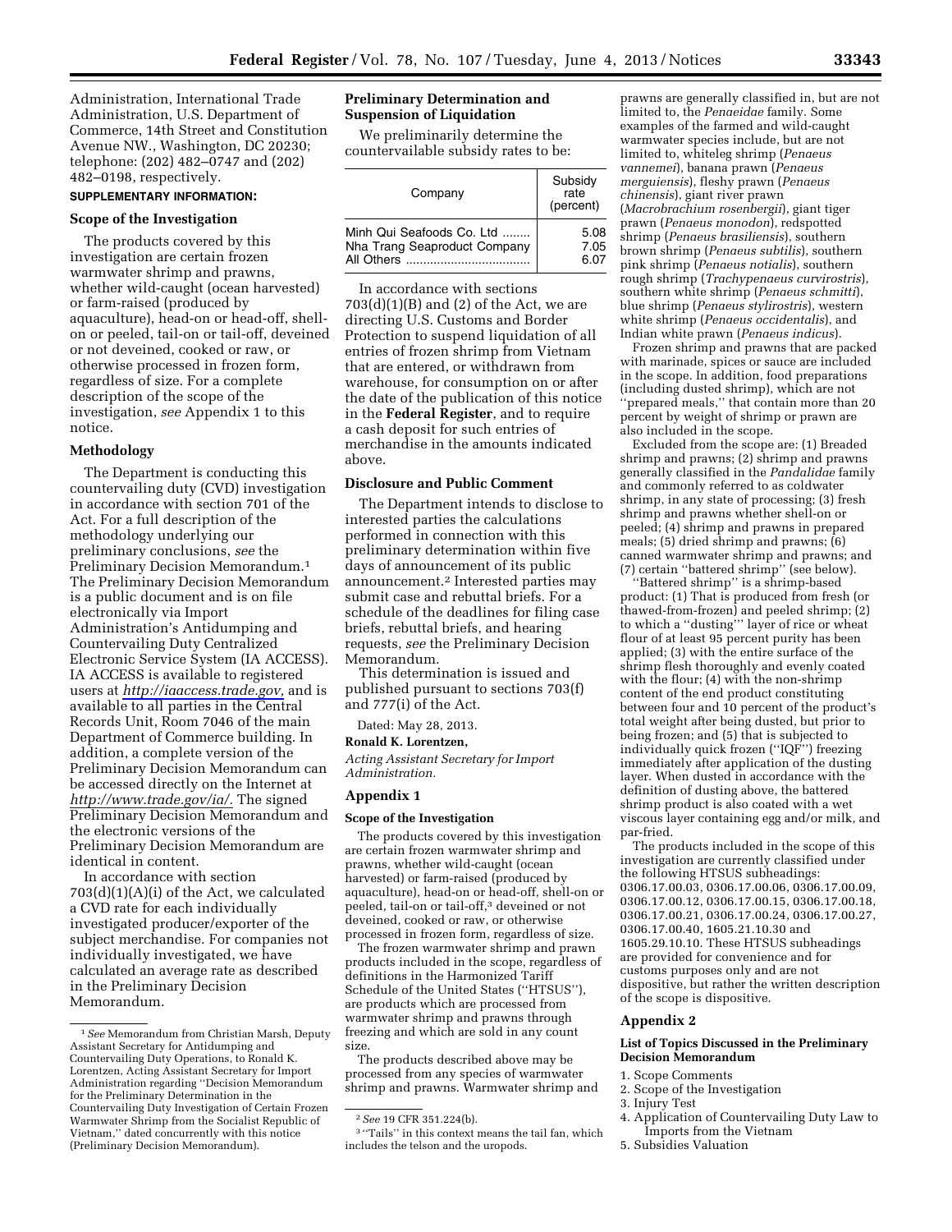Administration, International Trade Administration, U.S. Department of Commerce, 14th Street and Constitution Avenue NW., Washington, DC 20230; telephone: (202) 482–0747 and (202) 482–0198, respectively.

**SUPPLEMENTARY INFORMATION:**

### Scope of the Investigation

The products covered by this investigation are certain frozen warmwater shrimp and prawns, whether wild-caught (ocean harvested) or farm-raised (produced by aquaculture), head-on or head-off, shell-on or peeled, tail-on or tail-off, deveined or not deveined, cooked or raw, or otherwise processed in frozen form, regardless of size. For a complete description of the scope of the investigation, *see* Appendix 1 to this notice.

### Methodology

The Department is conducting this countervailing duty (CVD) investigation in accordance with section 701 of the Act. For a full description of the methodology underlying our preliminary conclusions, *see* the Preliminary Decision Memorandum.[1] The Preliminary Decision Memorandum is a public document and is on file electronically via Import Administration's Antidumping and Countervailing Duty Centralized Electronic Service System (IA ACCESS). IA ACCESS is available to registered users at *http://iaaccess.trade.gov,* and is available to all parties in the Central Records Unit, Room 7046 of the main Department of Commerce building. In addition, a complete version of the Preliminary Decision Memorandum can be accessed directly on the Internet at *http://www.trade.gov/ia/.* The signed Preliminary Decision Memorandum and the electronic versions of the Preliminary Decision Memorandum are identical in content.

In accordance with section 703(d)(1)(A)(i) of the Act, we calculated a CVD rate for each individually investigated producer/exporter of the subject merchandise. For companies not individually investigated, we have calculated an average rate as described in the Preliminary Decision Memorandum.

### Preliminary Determination and Suspension of Liquidation

We preliminarily determine the countervailable subsidy rates to be:

| Company | Subsidy rate (percent) |
|---|---|
| Minh Qui Seafoods Co. Ltd | 5.08 |
| Nha Trang Seaproduct Company | 7.05 |
| All Others | 6.07 |

In accordance with sections 703(d)(1)(B) and (2) of the Act, we are directing U.S. Customs and Border Protection to suspend liquidation of all entries of frozen shrimp from Vietnam that are entered, or withdrawn from warehouse, for consumption on or after the date of the publication of this notice in the **Federal Register**, and to require a cash deposit for such entries of merchandise in the amounts indicated above.

### Disclosure and Public Comment

The Department intends to disclose to interested parties the calculations performed in connection with this preliminary determination within five days of announcement of its public announcement.[2] Interested parties may submit case and rebuttal briefs. For a schedule of the deadlines for filing case briefs, rebuttal briefs, and hearing requests, *see* the Preliminary Decision Memorandum.

This determination is issued and published pursuant to sections 703(f) and 777(i) of the Act.

Dated: May 28, 2013.

**Ronald K. Lorentzen,**

*Acting Assistant Secretary for Import Administration.*

## Appendix 1

### Scope of the Investigation

The products covered by this investigation are certain frozen warmwater shrimp and prawns, whether wild-caught (ocean harvested) or farm-raised (produced by aquaculture), head-on or head-off, shell-on or peeled, tail-on or tail-off,[3] deveined or not deveined, cooked or raw, or otherwise processed in frozen form, regardless of size.

The frozen warmwater shrimp and prawn products included in the scope, regardless of definitions in the Harmonized Tariff Schedule of the United States ("HTSUS"), are products which are processed from warmwater shrimp and prawns through freezing and which are sold in any count size.

The products described above may be processed from any species of warmwater shrimp and prawns. Warmwater shrimp and prawns are generally classified in, but are not limited to, the *Penaeidae* family. Some examples of the farmed and wild-caught warmwater species include, but are not limited to, whiteleg shrimp (*Penaeus vannemei*), banana prawn (*Penaeus merguiensis*), fleshy prawn (*Penaeus chinensis*), giant river prawn (*Macrobrachium rosenbergii*), giant tiger prawn (*Penaeus monodon*), redspotted shrimp (*Penaeus brasiliensis*), southern brown shrimp (*Penaeus subtilis*), southern pink shrimp (*Penaeus notialis*), southern rough shrimp (*Trachypenaeus curvirostris*), southern white shrimp (*Penaeus schmitti*), blue shrimp (*Penaeus stylirostris*), western white shrimp (*Penaeus occidentalis*), and Indian white prawn (*Penaeus indicus*).

Frozen shrimp and prawns that are packed with marinade, spices or sauce are included in the scope. In addition, food preparations (including dusted shrimp), which are not "prepared meals," that contain more than 20 percent by weight of shrimp or prawn are also included in the scope.

Excluded from the scope are: (1) Breaded shrimp and prawns; (2) shrimp and prawns generally classified in the *Pandalidae* family and commonly referred to as coldwater shrimp, in any state of processing; (3) fresh shrimp and prawns whether shell-on or peeled; (4) shrimp and prawns in prepared meals; (5) dried shrimp and prawns; (6) canned warmwater shrimp and prawns; and (7) certain "battered shrimp" (see below).

"Battered shrimp" is a shrimp-based product: (1) That is produced from fresh (or thawed-from-frozen) and peeled shrimp; (2) to which a "dusting" layer of rice or wheat flour of at least 95 percent purity has been applied; (3) with the entire surface of the shrimp flesh thoroughly and evenly coated with the flour; (4) with the non-shrimp content of the end product constituting between four and 10 percent of the product's total weight after being dusted, but prior to being frozen; and (5) that is subjected to individually quick frozen ("IQF") freezing immediately after application of the dusting layer. When dusted in accordance with the definition of dusting above, the battered shrimp product is also coated with a wet viscous layer containing egg and/or milk, and par-fried.

The products included in the scope of this investigation are currently classified under the following HTSUS subheadings: 0306.17.00.03, 0306.17.00.06, 0306.17.00.09, 0306.17.00.12, 0306.17.00.15, 0306.17.00.18, 0306.17.00.21, 0306.17.00.24, 0306.17.00.27, 0306.17.00.40, 1605.21.10.30 and 1605.29.10.10. These HTSUS subheadings are provided for convenience and for customs purposes only and are not dispositive, but rather the written description of the scope is dispositive.

## Appendix 2

### List of Topics Discussed in the Preliminary Decision Memorandum

1. Scope Comments
2. Scope of the Investigation
3. Injury Test
4. Application of Countervailing Duty Law to Imports from the Vietnam
5. Subsidies Valuation

---

[1] *See* Memorandum from Christian Marsh, Deputy Assistant Secretary for Antidumping and Countervailing Duty Operations, to Ronald K. Lorentzen, Acting Assistant Secretary for Import Administration regarding "Decision Memorandum for the Preliminary Determination in the Countervailing Duty Investigation of Certain Frozen Warmwater Shrimp from the Socialist Republic of Vietnam," dated concurrently with this notice (Preliminary Decision Memorandum).

[2] *See* 19 CFR 351.224(b).

[3] "Tails" in this context means the tail fan, which includes the telson and the uropods.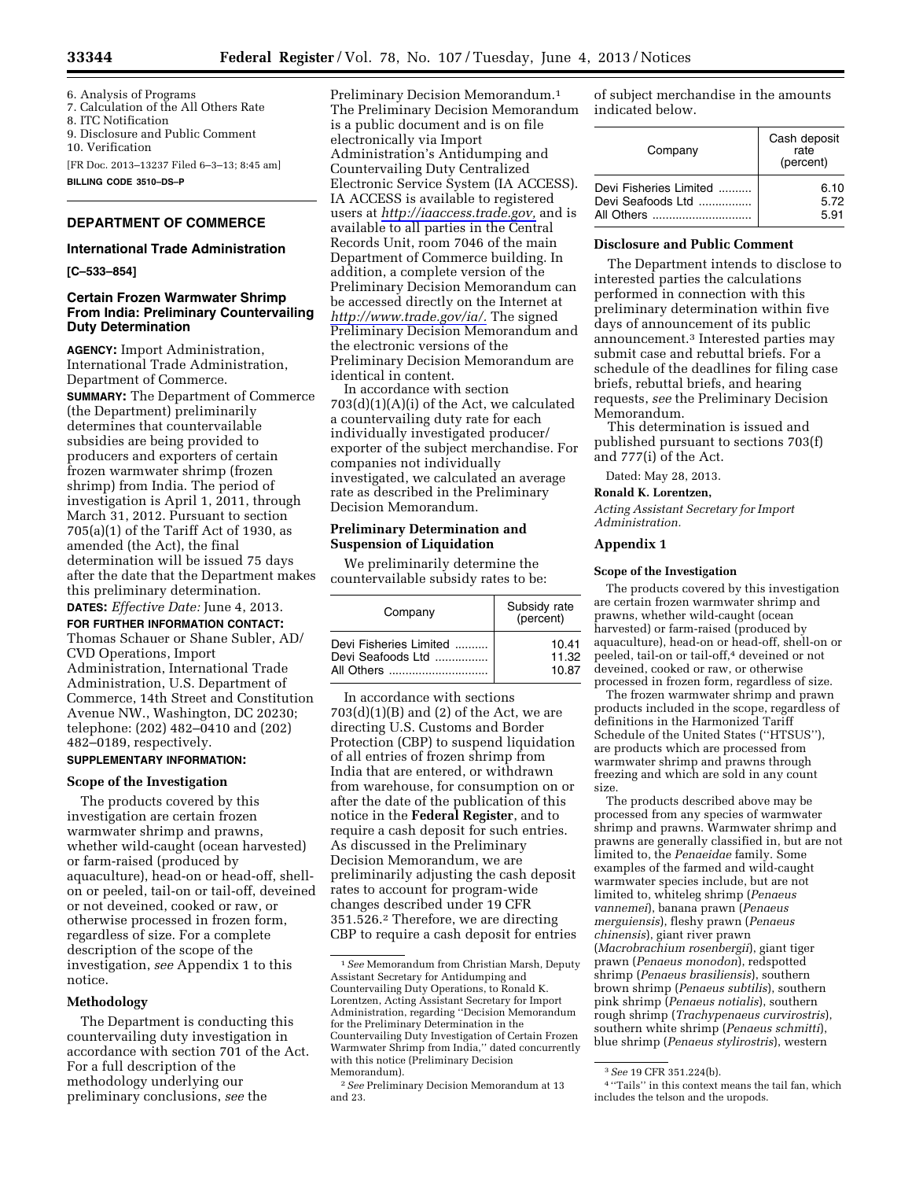6. Analysis of Programs
7. Calculation of the All Others Rate
8. ITC Notification
9. Disclosure and Public Comment
10. Verification

[FR Doc. 2013–13237 Filed 6–3–13; 8:45 am]

**BILLING CODE 3510–DS–P**

## DEPARTMENT OF COMMERCE

### International Trade Administration

**[C–533–854]**

### Certain Frozen Warmwater Shrimp From India: Preliminary Countervailing Duty Determination

**AGENCY:** Import Administration, International Trade Administration, Department of Commerce.

**SUMMARY:** The Department of Commerce (the Department) preliminarily determines that countervailable subsidies are being provided to producers and exporters of certain frozen warmwater shrimp (frozen shrimp) from India. The period of investigation is April 1, 2011, through March 31, 2012. Pursuant to section 705(a)(1) of the Tariff Act of 1930, as amended (the Act), the final determination will be issued 75 days after the date that the Department makes this preliminary determination.

**DATES:** *Effective Date:* June 4, 2013.

**FOR FURTHER INFORMATION CONTACT:** Thomas Schauer or Shane Subler, AD/CVD Operations, Import Administration, International Trade Administration, U.S. Department of Commerce, 14th Street and Constitution Avenue NW., Washington, DC 20230; telephone: (202) 482–0410 and (202) 482–0189, respectively.

**SUPPLEMENTARY INFORMATION:**

#### Scope of the Investigation

The products covered by this investigation are certain frozen warmwater shrimp and prawns, whether wild-caught (ocean harvested) or farm-raised (produced by aquaculture), head-on or head-off, shell-on or peeled, tail-on or tail-off, deveined or not deveined, cooked or raw, or otherwise processed in frozen form, regardless of size. For a complete description of the scope of the investigation, *see* Appendix 1 to this notice.

#### Methodology

The Department is conducting this countervailing duty investigation in accordance with section 701 of the Act. For a full description of the methodology underlying our preliminary conclusions, *see* the Preliminary Decision Memorandum.[1] The Preliminary Decision Memorandum is a public document and is on file electronically via Import Administration's Antidumping and Countervailing Duty Centralized Electronic Service System (IA ACCESS). IA ACCESS is available to registered users at *http://iaaccess.trade.gov,* and is available to all parties in the Central Records Unit, room 7046 of the main Department of Commerce building. In addition, a complete version of the Preliminary Decision Memorandum can be accessed directly on the Internet at *http://www.trade.gov/ia/.* The signed Preliminary Decision Memorandum and the electronic versions of the Preliminary Decision Memorandum are identical in content.

In accordance with section 703(d)(1)(A)(i) of the Act, we calculated a countervailing duty rate for each individually investigated producer/exporter of the subject merchandise. For companies not individually investigated, we calculated an average rate as described in the Preliminary Decision Memorandum.

#### Preliminary Determination and Suspension of Liquidation

We preliminarily determine the countervailable subsidy rates to be:

| Company | Subsidy rate (percent) |
|---|---|
| Devi Fisheries Limited | 10.41 |
| Devi Seafoods Ltd | 11.32 |
| All Others | 10.87 |

In accordance with sections 703(d)(1)(B) and (2) of the Act, we are directing U.S. Customs and Border Protection (CBP) to suspend liquidation of all entries of frozen shrimp from India that are entered, or withdrawn from warehouse, for consumption on or after the date of the publication of this notice in the **Federal Register**, and to require a cash deposit for such entries. As discussed in the Preliminary Decision Memorandum, we are preliminarily adjusting the cash deposit rates to account for program-wide changes described under 19 CFR 351.526.[2] Therefore, we are directing CBP to require a cash deposit for entries of subject merchandise in the amounts indicated below.

| Company | Cash deposit rate (percent) |
|---|---|
| Devi Fisheries Limited | 6.10 |
| Devi Seafoods Ltd | 5.72 |
| All Others | 5.91 |

#### Disclosure and Public Comment

The Department intends to disclose to interested parties the calculations performed in connection with this preliminary determination within five days of announcement of its public announcement.[3] Interested parties may submit case and rebuttal briefs. For a schedule of the deadlines for filing case briefs, rebuttal briefs, and hearing requests, *see* the Preliminary Decision Memorandum.

This determination is issued and published pursuant to sections 703(f) and 777(i) of the Act.

Dated: May 28, 2013.

**Ronald K. Lorentzen,**

*Acting Assistant Secretary for Import Administration.*

### Appendix 1

**Scope of the Investigation**

The products covered by this investigation are certain frozen warmwater shrimp and prawns, whether wild-caught (ocean harvested) or farm-raised (produced by aquaculture), head-on or head-off, shell-on or peeled, tail-on or tail-off,[4] deveined or not deveined, cooked or raw, or otherwise processed in frozen form, regardless of size.

The frozen warmwater shrimp and prawn products included in the scope, regardless of definitions in the Harmonized Tariff Schedule of the United States (''HTSUS''), are products which are processed from warmwater shrimp and prawns through freezing and which are sold in any count size.

The products described above may be processed from any species of warmwater shrimp and prawns. Warmwater shrimp and prawns are generally classified in, but are not limited to, the *Penaeidae* family. Some examples of the farmed and wild-caught warmwater species include, but are not limited to, whiteleg shrimp (*Penaeus vannemei*), banana prawn (*Penaeus merguiensis*), fleshy prawn (*Penaeus chinensis*), giant river prawn (*Macrobrachium rosenbergii*), giant tiger prawn (*Penaeus monodon*), redspotted shrimp (*Penaeus brasiliensis*), southern brown shrimp (*Penaeus subtilis*), southern pink shrimp (*Penaeus notialis*), southern rough shrimp (*Trachypenaeus curvirostris*), southern white shrimp (*Penaeus schmitti*), blue shrimp (*Penaeus stylirostris*), western

---

[1] *See* Memorandum from Christian Marsh, Deputy Assistant Secretary for Antidumping and Countervailing Duty Operations, to Ronald K. Lorentzen, Acting Assistant Secretary for Import Administration, regarding ''Decision Memorandum for the Preliminary Determination in the Countervailing Duty Investigation of Certain Frozen Warmwater Shrimp from India,'' dated concurrently with this notice (Preliminary Decision Memorandum).

[2] *See* Preliminary Decision Memorandum at 13 and 23.

[3] *See* 19 CFR 351.224(b).

[4] ''Tails'' in this context means the tail fan, which includes the telson and the uropods.